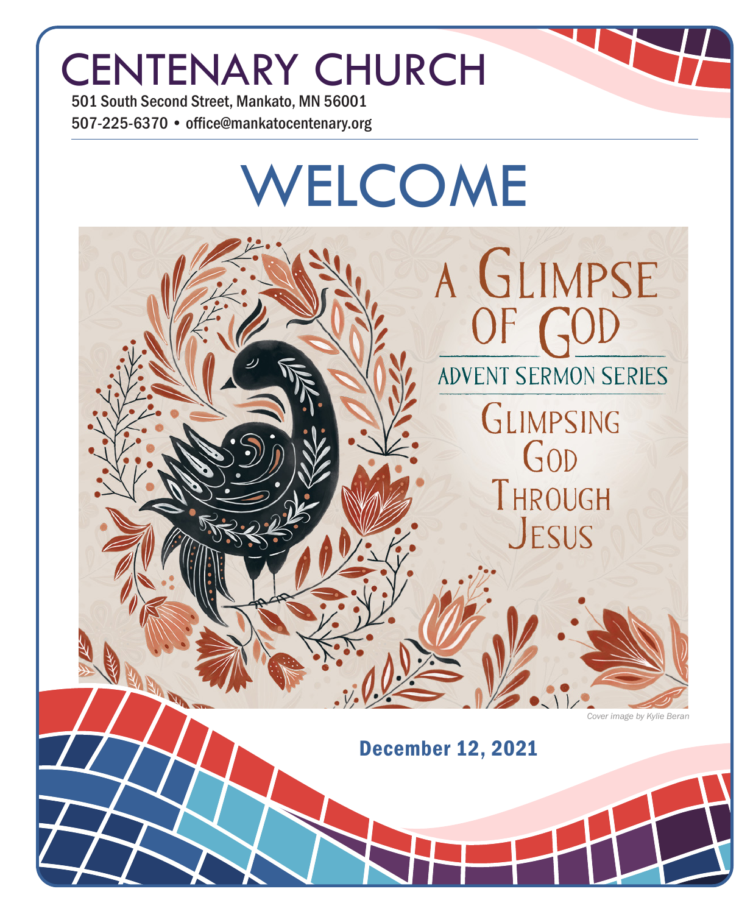# CENTENARY CHURCH

501 South Second Street, Mankato, MN 56001

507-225-6370 • office@mankatocentenary.org

# WELCOME

A GLIMPSE OF GOD

ADVENT SERMON SERIES

GLIMPSING GOD THROUGH JESUS

*Cover image by Kylie Beran*

**December 12, 2021**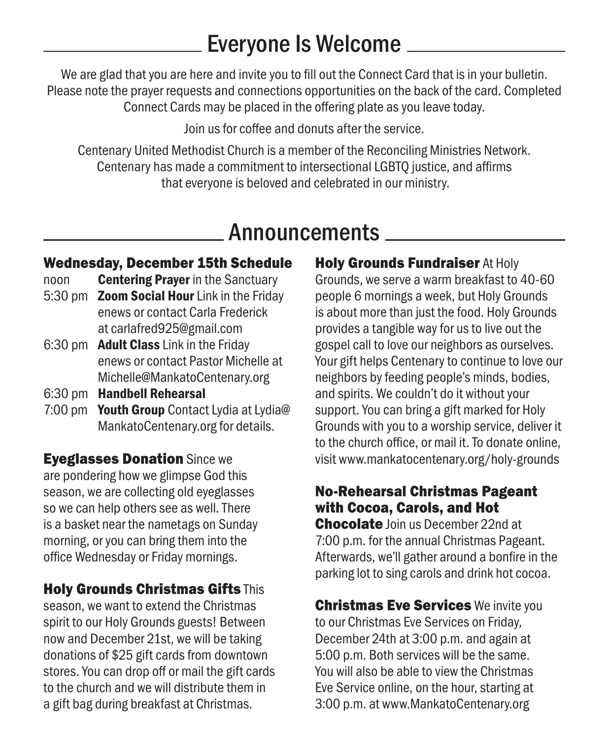## Everyone Is Welcome

We are glad that you are here and invite you to fill out the Connect Card that is in your bulletin. Please note the prayer requests and connections opportunities on the back of the card. Completed Connect Cards may be placed in the offering plate as you leave today.

Join us for coffee and donuts after the service.

Centenary United Methodist Church is a member of the Reconciling Ministries Network. Centenary has made a commitment to intersectional LGBTQ justice, and affirms that everyone is beloved and celebrated in our ministry.

## Announcements

### Wednesday, December 15th Schedule

- noon **Centering Prayer** in the Sanctuary
- 5:30 pm **Zoom Social Hour** Link in the Friday enews or contact Carla Frederick at carlafred925@gmail.com
- 6:30 pm **Adult Class** Link in the Friday enews or contact Pastor Michelle at Michelle@MankatoCentenary.org
- 6:30 pm **Handbell Rehearsal**
- 7:00 pm **Youth Group** Contact Lydia at Lydia@MankatoCentenary.org for details.

**Eyeglasses Donation** Since we are pondering how we glimpse God this season, we are collecting old eyeglasses so we can help others see as well. There is a basket near the nametags on Sunday morning, or you can bring them into the office Wednesday or Friday mornings.

**Holy Grounds Christmas Gifts** This season, we want to extend the Christmas spirit to our Holy Grounds guests! Between now and December 21st, we will be taking donations of $25 gift cards from downtown stores. You can drop off or mail the gift cards to the church and we will distribute them in a gift bag during breakfast at Christmas.

**Holy Grounds Fundraiser** At Holy Grounds, we serve a warm breakfast to 40-60 people 6 mornings a week, but Holy Grounds is about more than just the food. Holy Grounds provides a tangible way for us to live out the gospel call to love our neighbors as ourselves. Your gift helps Centenary to continue to love our neighbors by feeding people's minds, bodies, and spirits. We couldn't do it without your support. You can bring a gift marked for Holy Grounds with you to a worship service, deliver it to the church office, or mail it. To donate online, visit www.mankatocentenary.org/holy-grounds

**No-Rehearsal Christmas Pageant with Cocoa, Carols, and Hot Chocolate** Join us December 22nd at 7:00 p.m. for the annual Christmas Pageant. Afterwards, we'll gather around a bonfire in the parking lot to sing carols and drink hot cocoa.

**Christmas Eve Services** We invite you to our Christmas Eve Services on Friday, December 24th at 3:00 p.m. and again at 5:00 p.m. Both services will be the same. You will also be able to view the Christmas Eve Service online, on the hour, starting at 3:00 p.m. at www.MankatoCentenary.org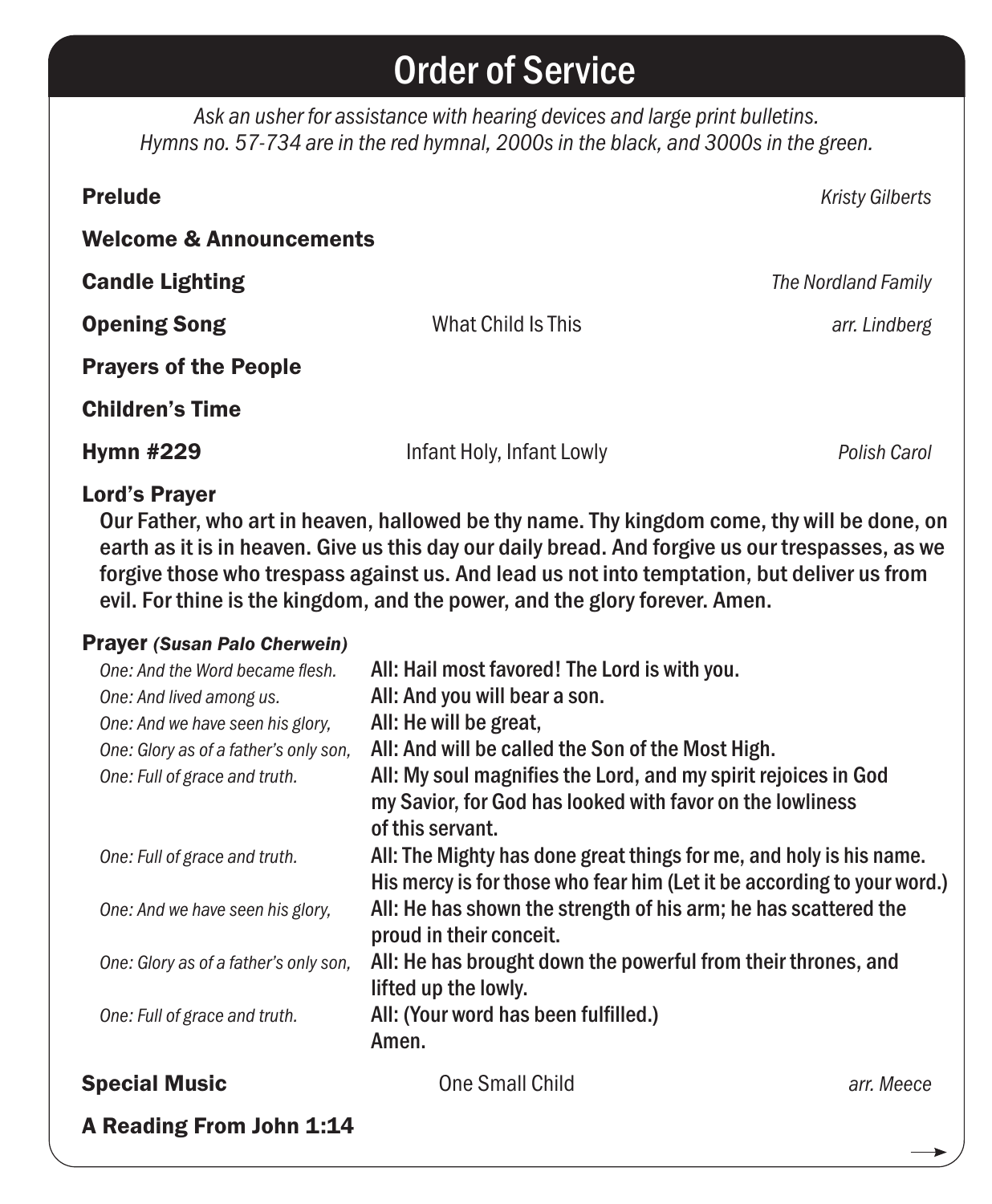# Order of Service

*Ask an usher for assistance with hearing devices and large print bulletins.*
*Hymns no. 57-734 are in the red hymnal, 2000s in the black, and 3000s in the green.*

**Prelude** — *Kristy Gilberts*

**Welcome & Announcements**

**Candle Lighting** — *The Nordland Family*

**Opening Song** — What Child Is This — *arr. Lindberg*

**Prayers of the People**

**Children's Time**

**Hymn #229** — Infant Holy, Infant Lowly — *Polish Carol*

**Lord's Prayer**

Our Father, who art in heaven, hallowed be thy name. Thy kingdom come, thy will be done, on earth as it is in heaven. Give us this day our daily bread. And forgive us our trespasses, as we forgive those who trespass against us. And lead us not into temptation, but deliver us from evil. For thine is the kingdom, and the power, and the glory forever. Amen.

**Prayer** ***(Susan Palo Cherwein)***

| | |
|---|---|
| *One: And the Word became flesh.* | All: Hail most favored! The Lord is with you. |
| *One: And lived among us.* | All: And you will bear a son. |
| *One: And we have seen his glory,* | All: He will be great, |
| *One: Glory as of a father's only son,* | All: And will be called the Son of the Most High. |
| *One: Full of grace and truth.* | All: My soul magnifies the Lord, and my spirit rejoices in God my Savior, for God has looked with favor on the lowliness of this servant. |
| *One: Full of grace and truth.* | All: The Mighty has done great things for me, and holy is his name. His mercy is for those who fear him (Let it be according to your word.) |
| *One: And we have seen his glory,* | All: He has shown the strength of his arm; he has scattered the proud in their conceit. |
| *One: Glory as of a father's only son,* | All: He has brought down the powerful from their thrones, and lifted up the lowly. |
| *One: Full of grace and truth.* | All: (Your word has been fulfilled.) Amen. |

**Special Music** — One Small Child — *arr. Meece*

**A Reading From John 1:14**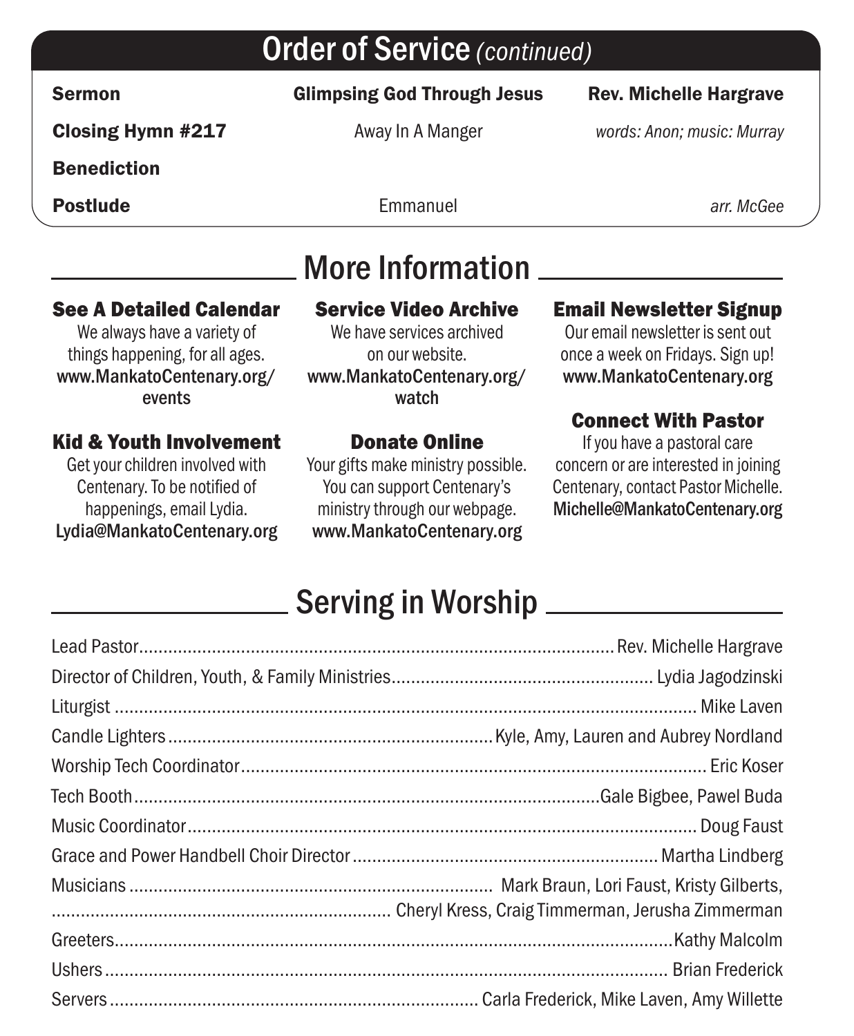## Order of Service *(continued)*

| | | |
|---|---|---|
| **Sermon** | **Glimpsing God Through Jesus** | **Rev. Michelle Hargrave** |
| **Closing Hymn #217** | Away In A Manger | *words: Anon; music: Murray* |
| **Benediction** | | |
| **Postlude** | Emmanuel | *arr. McGee* |

## More Information

**See A Detailed Calendar**
We always have a variety of things happening, for all ages.
**www.MankatoCentenary.org/events**

**Kid & Youth Involvement**
Get your children involved with Centenary. To be notified of happenings, email Lydia.
**Lydia@MankatoCentenary.org**

**Service Video Archive**
We have services archived on our website.
**www.MankatoCentenary.org/watch**

**Donate Online**
Your gifts make ministry possible. You can support Centenary's ministry through our webpage.
**www.MankatoCentenary.org**

**Email Newsletter Signup**
Our email newsletter is sent out once a week on Fridays. Sign up!
**www.MankatoCentenary.org**

**Connect With Pastor**
If you have a pastoral care concern or are interested in joining Centenary, contact Pastor Michelle.
**Michelle@MankatoCentenary.org**

## Serving in Worship

| | |
|---|---|
| Lead Pastor | Rev. Michelle Hargrave |
| Director of Children, Youth, & Family Ministries | Lydia Jagodzinski |
| Liturgist | Mike Laven |
| Candle Lighters | Kyle, Amy, Lauren and Aubrey Nordland |
| Worship Tech Coordinator | Eric Koser |
| Tech Booth | Gale Bigbee, Pawel Buda |
| Music Coordinator | Doug Faust |
| Grace and Power Handbell Choir Director | Martha Lindberg |
| Musicians | Mark Braun, Lori Faust, Kristy Gilberts, Cheryl Kress, Craig Timmerman, Jerusha Zimmerman |
| Greeters | Kathy Malcolm |
| Ushers | Brian Frederick |
| Servers | Carla Frederick, Mike Laven, Amy Willette |